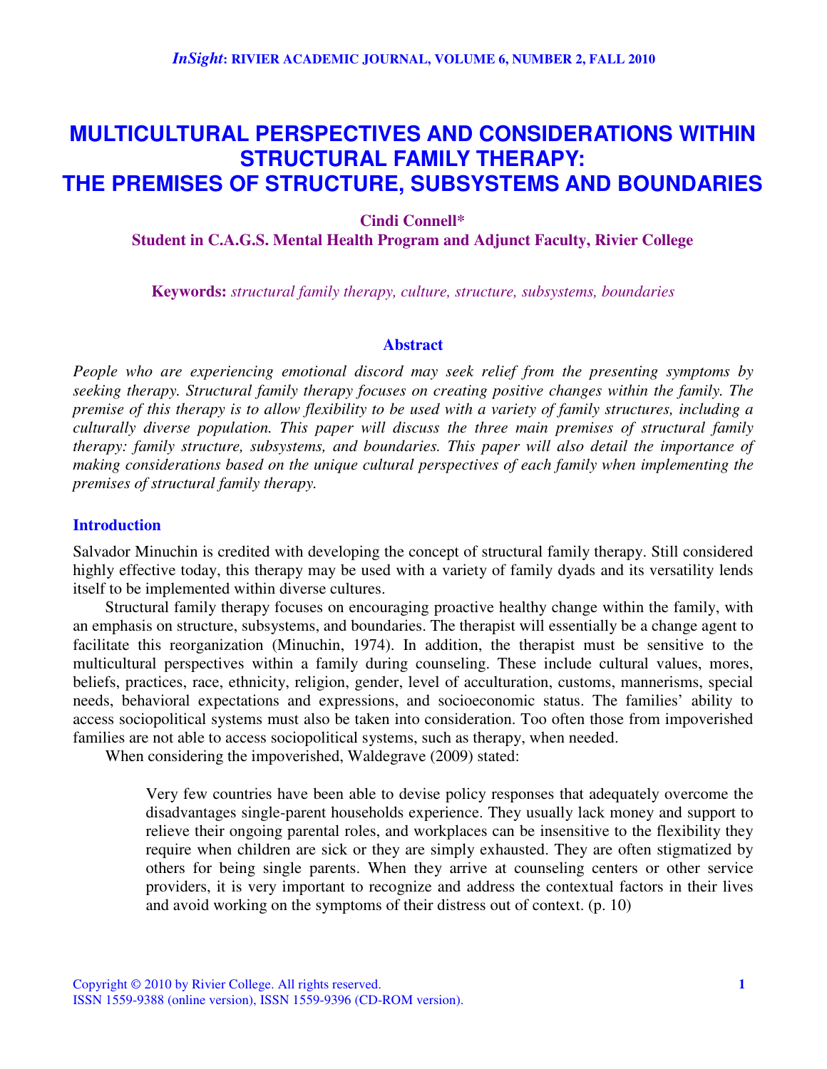# MULTICULTURAL PERSPECTIVES AND CONSIDERATIONS WITHIN STRUCTURAL FAMILY THERAPY: THE PREMISES OF STRUCTURE, SUBSYSTEMS AND BOUNDARIES

**Cindi Connell***
**Student in C.A.G.S. Mental Health Program and Adjunct Faculty, Rivier College**

**Keywords:** *structural family therapy, culture, structure, subsystems, boundaries*

## Abstract

*People who are experiencing emotional discord may seek relief from the presenting symptoms by seeking therapy. Structural family therapy focuses on creating positive changes within the family. The premise of this therapy is to allow flexibility to be used with a variety of family structures, including a culturally diverse population. This paper will discuss the three main premises of structural family therapy: family structure, subsystems, and boundaries. This paper will also detail the importance of making considerations based on the unique cultural perspectives of each family when implementing the premises of structural family therapy.*

## Introduction

Salvador Minuchin is credited with developing the concept of structural family therapy. Still considered highly effective today, this therapy may be used with a variety of family dyads and its versatility lends itself to be implemented within diverse cultures.

Structural family therapy focuses on encouraging proactive healthy change within the family, with an emphasis on structure, subsystems, and boundaries. The therapist will essentially be a change agent to facilitate this reorganization (Minuchin, 1974). In addition, the therapist must be sensitive to the multicultural perspectives within a family during counseling. These include cultural values, mores, beliefs, practices, race, ethnicity, religion, gender, level of acculturation, customs, mannerisms, special needs, behavioral expectations and expressions, and socioeconomic status. The families' ability to access sociopolitical systems must also be taken into consideration. Too often those from impoverished families are not able to access sociopolitical systems, such as therapy, when needed.

When considering the impoverished, Waldegrave (2009) stated:

> Very few countries have been able to devise policy responses that adequately overcome the disadvantages single-parent households experience. They usually lack money and support to relieve their ongoing parental roles, and workplaces can be insensitive to the flexibility they require when children are sick or they are simply exhausted. They are often stigmatized by others for being single parents. When they arrive at counseling centers or other service providers, it is very important to recognize and address the contextual factors in their lives and avoid working on the symptoms of their distress out of context. (p. 10)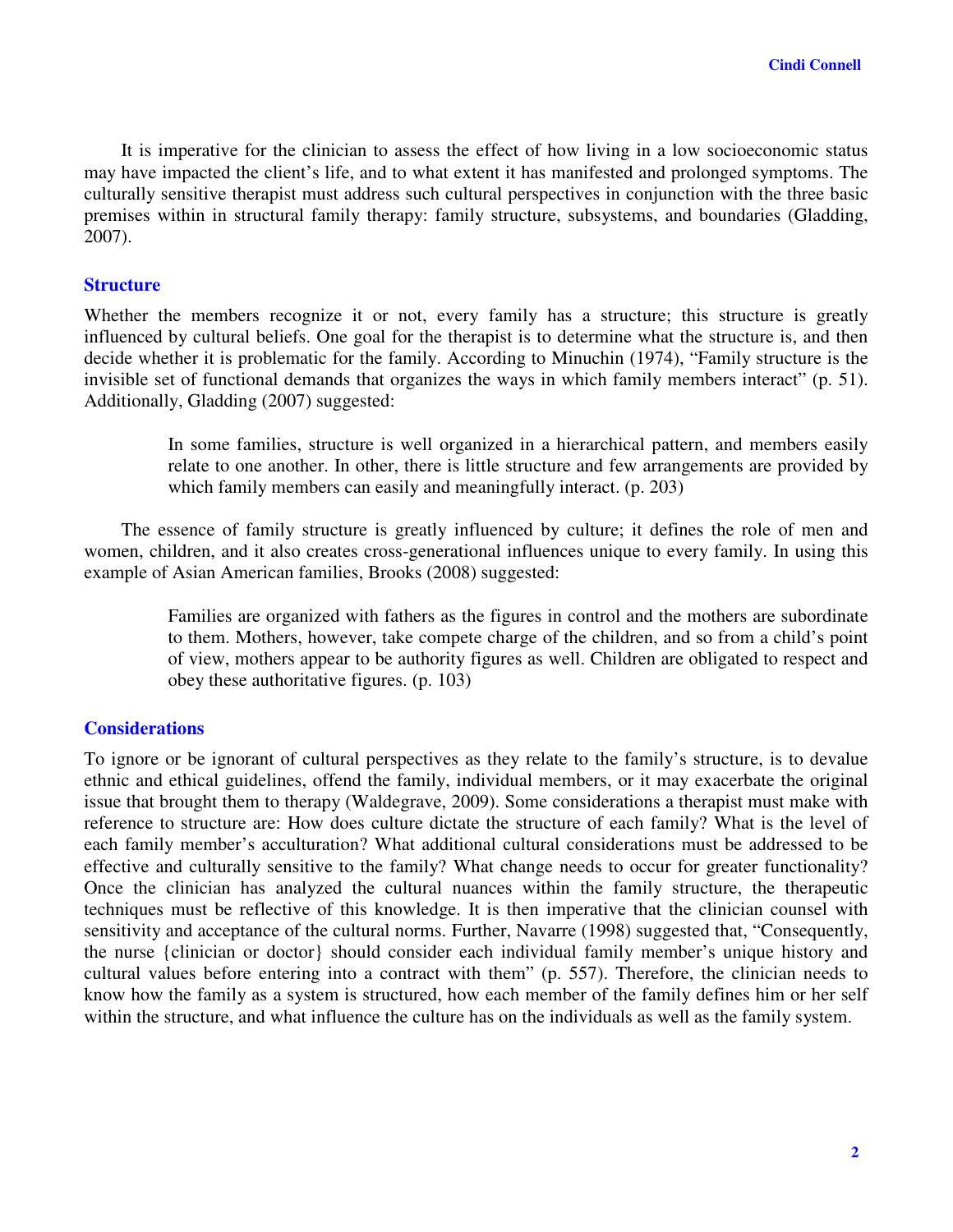It is imperative for the clinician to assess the effect of how living in a low socioeconomic status may have impacted the client's life, and to what extent it has manifested and prolonged symptoms. The culturally sensitive therapist must address such cultural perspectives in conjunction with the three basic premises within in structural family therapy: family structure, subsystems, and boundaries (Gladding, 2007).

## Structure

Whether the members recognize it or not, every family has a structure; this structure is greatly influenced by cultural beliefs. One goal for the therapist is to determine what the structure is, and then decide whether it is problematic for the family. According to Minuchin (1974), "Family structure is the invisible set of functional demands that organizes the ways in which family members interact" (p. 51). Additionally, Gladding (2007) suggested:

> In some families, structure is well organized in a hierarchical pattern, and members easily relate to one another. In other, there is little structure and few arrangements are provided by which family members can easily and meaningfully interact. (p. 203)

The essence of family structure is greatly influenced by culture; it defines the role of men and women, children, and it also creates cross-generational influences unique to every family. In using this example of Asian American families, Brooks (2008) suggested:

> Families are organized with fathers as the figures in control and the mothers are subordinate to them. Mothers, however, take compete charge of the children, and so from a child's point of view, mothers appear to be authority figures as well. Children are obligated to respect and obey these authoritative figures. (p. 103)

## Considerations

To ignore or be ignorant of cultural perspectives as they relate to the family's structure, is to devalue ethnic and ethical guidelines, offend the family, individual members, or it may exacerbate the original issue that brought them to therapy (Waldegrave, 2009). Some considerations a therapist must make with reference to structure are: How does culture dictate the structure of each family? What is the level of each family member's acculturation? What additional cultural considerations must be addressed to be effective and culturally sensitive to the family? What change needs to occur for greater functionality? Once the clinician has analyzed the cultural nuances within the family structure, the therapeutic techniques must be reflective of this knowledge. It is then imperative that the clinician counsel with sensitivity and acceptance of the cultural norms. Further, Navarre (1998) suggested that, "Consequently, the nurse {clinician or doctor} should consider each individual family member's unique history and cultural values before entering into a contract with them" (p. 557). Therefore, the clinician needs to know how the family as a system is structured, how each member of the family defines him or her self within the structure, and what influence the culture has on the individuals as well as the family system.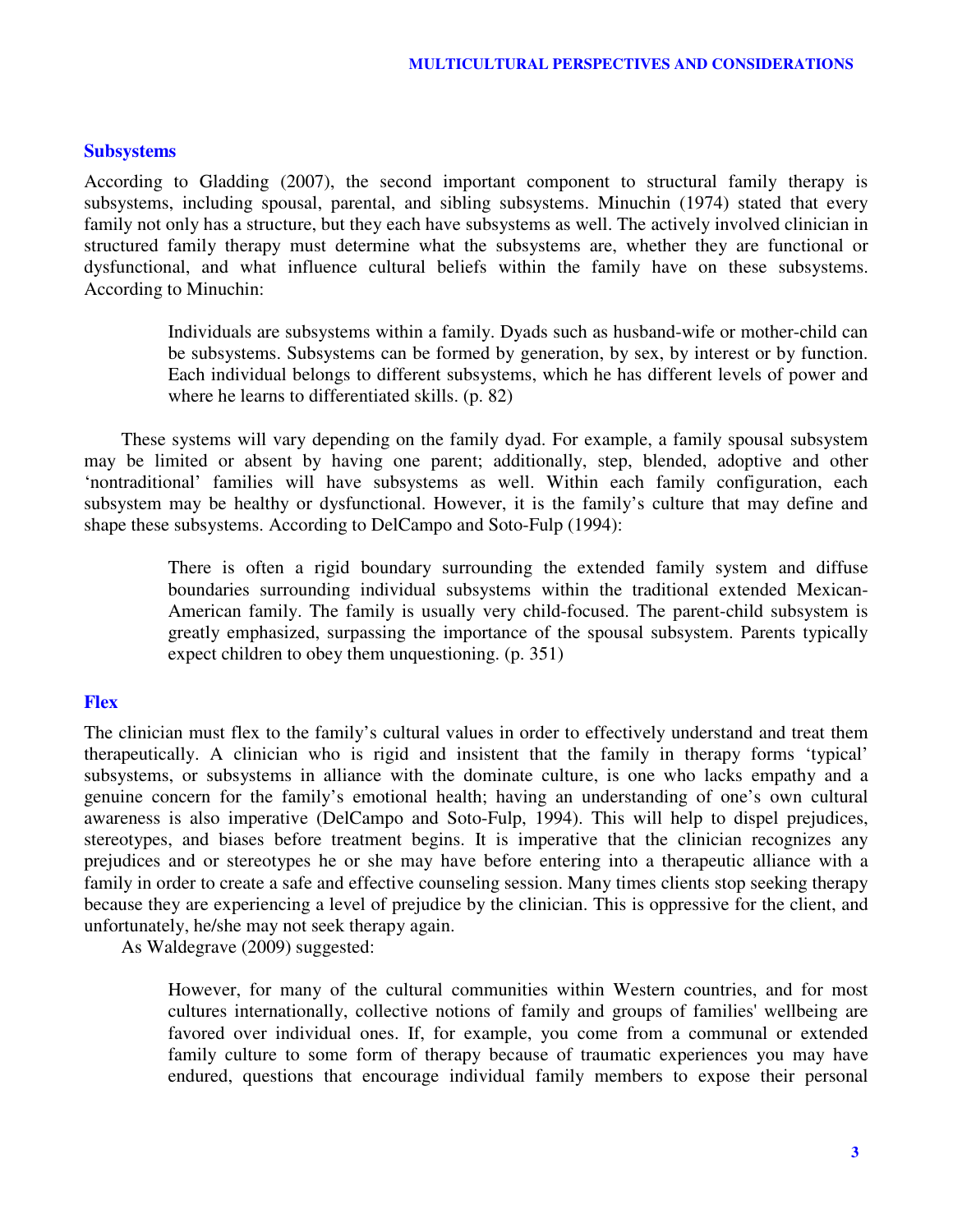## Subsystems

According to Gladding (2007), the second important component to structural family therapy is subsystems, including spousal, parental, and sibling subsystems. Minuchin (1974) stated that every family not only has a structure, but they each have subsystems as well. The actively involved clinician in structured family therapy must determine what the subsystems are, whether they are functional or dysfunctional, and what influence cultural beliefs within the family have on these subsystems. According to Minuchin:

> Individuals are subsystems within a family. Dyads such as husband-wife or mother-child can be subsystems. Subsystems can be formed by generation, by sex, by interest or by function. Each individual belongs to different subsystems, which he has different levels of power and where he learns to differentiated skills. (p. 82)

These systems will vary depending on the family dyad. For example, a family spousal subsystem may be limited or absent by having one parent; additionally, step, blended, adoptive and other 'nontraditional' families will have subsystems as well. Within each family configuration, each subsystem may be healthy or dysfunctional. However, it is the family's culture that may define and shape these subsystems. According to DelCampo and Soto-Fulp (1994):

> There is often a rigid boundary surrounding the extended family system and diffuse boundaries surrounding individual subsystems within the traditional extended Mexican-American family. The family is usually very child-focused. The parent-child subsystem is greatly emphasized, surpassing the importance of the spousal subsystem. Parents typically expect children to obey them unquestioning. (p. 351)

## Flex

The clinician must flex to the family's cultural values in order to effectively understand and treat them therapeutically. A clinician who is rigid and insistent that the family in therapy forms 'typical' subsystems, or subsystems in alliance with the dominate culture, is one who lacks empathy and a genuine concern for the family's emotional health; having an understanding of one's own cultural awareness is also imperative (DelCampo and Soto-Fulp, 1994). This will help to dispel prejudices, stereotypes, and biases before treatment begins. It is imperative that the clinician recognizes any prejudices and or stereotypes he or she may have before entering into a therapeutic alliance with a family in order to create a safe and effective counseling session. Many times clients stop seeking therapy because they are experiencing a level of prejudice by the clinician. This is oppressive for the client, and unfortunately, he/she may not seek therapy again.

As Waldegrave (2009) suggested:

> However, for many of the cultural communities within Western countries, and for most cultures internationally, collective notions of family and groups of families' wellbeing are favored over individual ones. If, for example, you come from a communal or extended family culture to some form of therapy because of traumatic experiences you may have endured, questions that encourage individual family members to expose their personal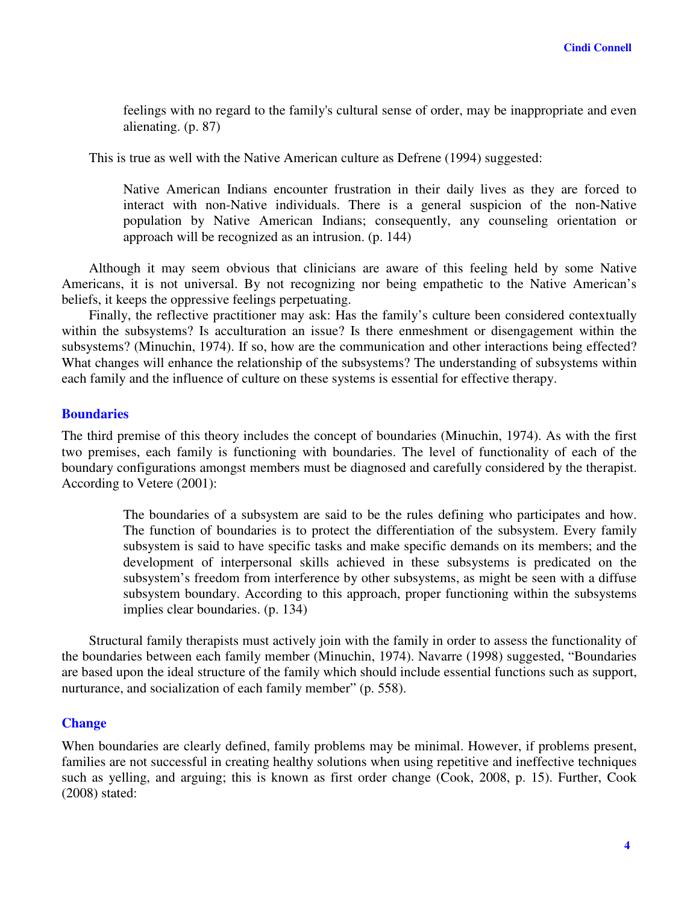> feelings with no regard to the family's cultural sense of order, may be inappropriate and even alienating. (p. 87)

This is true as well with the Native American culture as Defrene (1994) suggested:

> Native American Indians encounter frustration in their daily lives as they are forced to interact with non-Native individuals. There is a general suspicion of the non-Native population by Native American Indians; consequently, any counseling orientation or approach will be recognized as an intrusion. (p. 144)

Although it may seem obvious that clinicians are aware of this feeling held by some Native Americans, it is not universal. By not recognizing nor being empathetic to the Native American's beliefs, it keeps the oppressive feelings perpetuating.

Finally, the reflective practitioner may ask: Has the family's culture been considered contextually within the subsystems? Is acculturation an issue? Is there enmeshment or disengagement within the subsystems? (Minuchin, 1974). If so, how are the communication and other interactions being effected? What changes will enhance the relationship of the subsystems? The understanding of subsystems within each family and the influence of culture on these systems is essential for effective therapy.

## Boundaries

The third premise of this theory includes the concept of boundaries (Minuchin, 1974). As with the first two premises, each family is functioning with boundaries. The level of functionality of each of the boundary configurations amongst members must be diagnosed and carefully considered by the therapist. According to Vetere (2001):

> The boundaries of a subsystem are said to be the rules defining who participates and how. The function of boundaries is to protect the differentiation of the subsystem. Every family subsystem is said to have specific tasks and make specific demands on its members; and the development of interpersonal skills achieved in these subsystems is predicated on the subsystem's freedom from interference by other subsystems, as might be seen with a diffuse subsystem boundary. According to this approach, proper functioning within the subsystems implies clear boundaries. (p. 134)

Structural family therapists must actively join with the family in order to assess the functionality of the boundaries between each family member (Minuchin, 1974). Navarre (1998) suggested, "Boundaries are based upon the ideal structure of the family which should include essential functions such as support, nurturance, and socialization of each family member" (p. 558).

## Change

When boundaries are clearly defined, family problems may be minimal. However, if problems present, families are not successful in creating healthy solutions when using repetitive and ineffective techniques such as yelling, and arguing; this is known as first order change (Cook, 2008, p. 15). Further, Cook (2008) stated: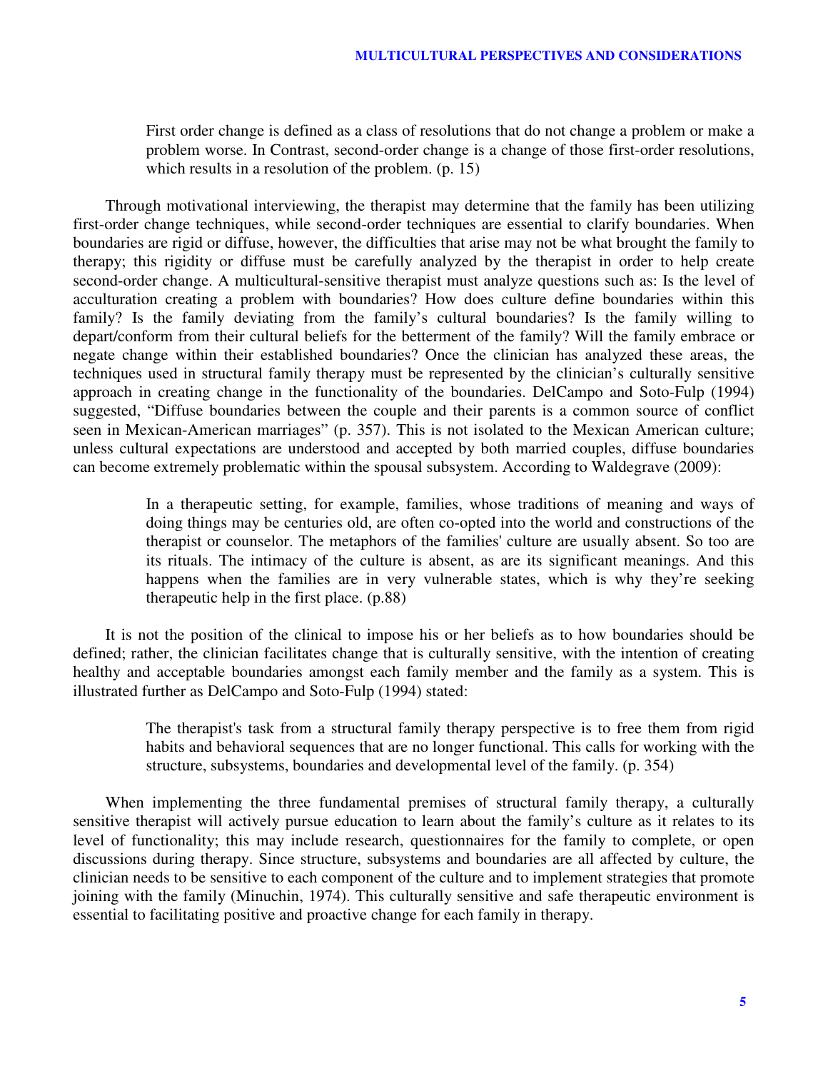> First order change is defined as a class of resolutions that do not change a problem or make a problem worse. In Contrast, second-order change is a change of those first-order resolutions, which results in a resolution of the problem. (p. 15)

Through motivational interviewing, the therapist may determine that the family has been utilizing first-order change techniques, while second-order techniques are essential to clarify boundaries. When boundaries are rigid or diffuse, however, the difficulties that arise may not be what brought the family to therapy; this rigidity or diffuse must be carefully analyzed by the therapist in order to help create second-order change. A multicultural-sensitive therapist must analyze questions such as: Is the level of acculturation creating a problem with boundaries? How does culture define boundaries within this family? Is the family deviating from the family's cultural boundaries? Is the family willing to depart/conform from their cultural beliefs for the betterment of the family? Will the family embrace or negate change within their established boundaries? Once the clinician has analyzed these areas, the techniques used in structural family therapy must be represented by the clinician's culturally sensitive approach in creating change in the functionality of the boundaries. DelCampo and Soto-Fulp (1994) suggested, "Diffuse boundaries between the couple and their parents is a common source of conflict seen in Mexican-American marriages" (p. 357). This is not isolated to the Mexican American culture; unless cultural expectations are understood and accepted by both married couples, diffuse boundaries can become extremely problematic within the spousal subsystem. According to Waldegrave (2009):

> In a therapeutic setting, for example, families, whose traditions of meaning and ways of doing things may be centuries old, are often co-opted into the world and constructions of the therapist or counselor. The metaphors of the families' culture are usually absent. So too are its rituals. The intimacy of the culture is absent, as are its significant meanings. And this happens when the families are in very vulnerable states, which is why they're seeking therapeutic help in the first place. (p.88)

It is not the position of the clinical to impose his or her beliefs as to how boundaries should be defined; rather, the clinician facilitates change that is culturally sensitive, with the intention of creating healthy and acceptable boundaries amongst each family member and the family as a system. This is illustrated further as DelCampo and Soto-Fulp (1994) stated:

> The therapist's task from a structural family therapy perspective is to free them from rigid habits and behavioral sequences that are no longer functional. This calls for working with the structure, subsystems, boundaries and developmental level of the family. (p. 354)

When implementing the three fundamental premises of structural family therapy, a culturally sensitive therapist will actively pursue education to learn about the family's culture as it relates to its level of functionality; this may include research, questionnaires for the family to complete, or open discussions during therapy. Since structure, subsystems and boundaries are all affected by culture, the clinician needs to be sensitive to each component of the culture and to implement strategies that promote joining with the family (Minuchin, 1974). This culturally sensitive and safe therapeutic environment is essential to facilitating positive and proactive change for each family in therapy.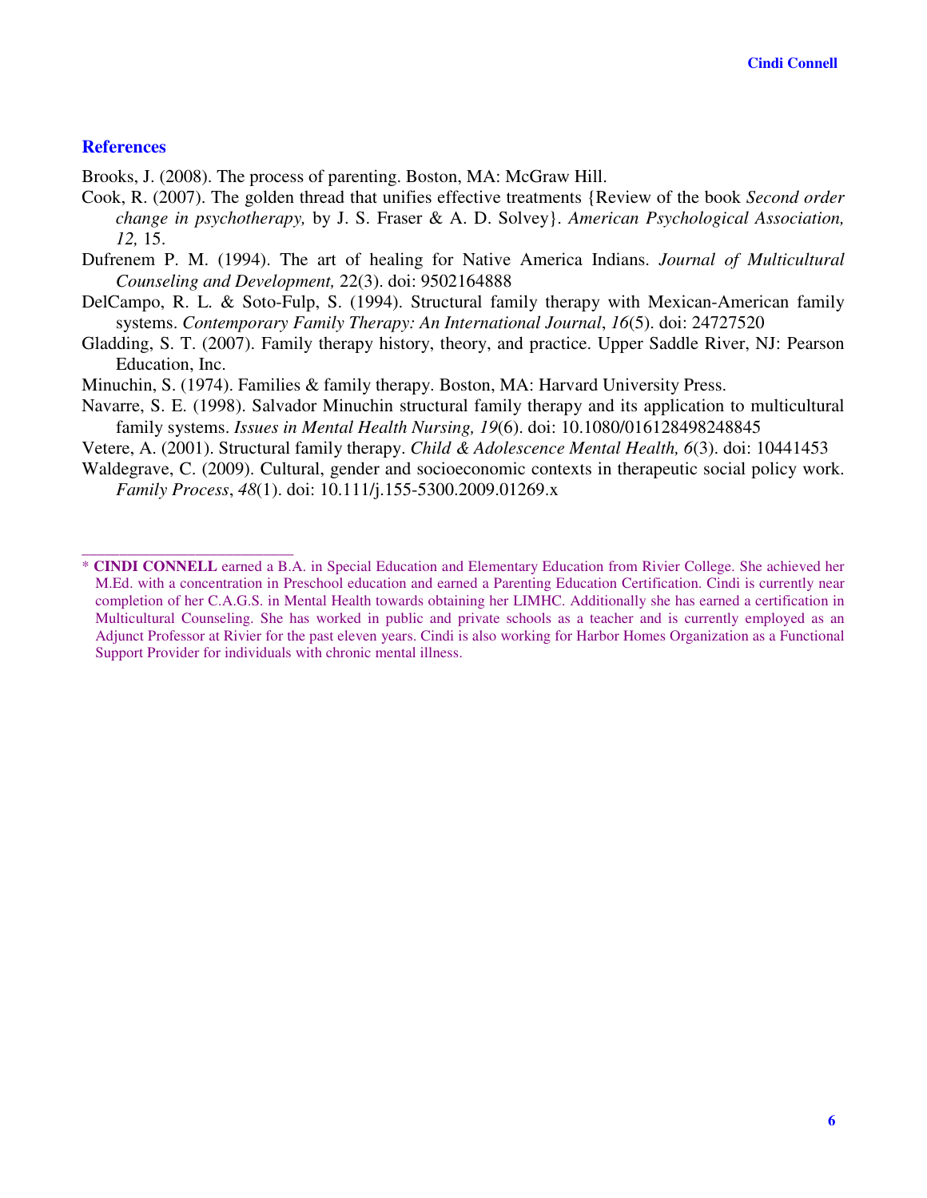## References

Brooks, J. (2008). The process of parenting. Boston, MA: McGraw Hill.

Cook, R. (2007). The golden thread that unifies effective treatments {Review of the book *Second order change in psychotherapy,* by J. S. Fraser & A. D. Solvey}. *American Psychological Association, 12,* 15.

Dufrenem P. M. (1994). The art of healing for Native America Indians. *Journal of Multicultural Counseling and Development,* 22(3). doi: 9502164888

DelCampo, R. L. & Soto-Fulp, S. (1994). Structural family therapy with Mexican-American family systems. *Contemporary Family Therapy: An International Journal*, *16*(5). doi: 24727520

Gladding, S. T. (2007). Family therapy history, theory, and practice. Upper Saddle River, NJ: Pearson Education, Inc.

Minuchin, S. (1974). Families & family therapy. Boston, MA: Harvard University Press.

Navarre, S. E. (1998). Salvador Minuchin structural family therapy and its application to multicultural family systems. *Issues in Mental Health Nursing, 19*(6). doi: 10.1080/016128498248845

Vetere, A. (2001). Structural family therapy. *Child & Adolescence Mental Health, 6*(3). doi: 10441453

Waldegrave, C. (2009). Cultural, gender and socioeconomic contexts in therapeutic social policy work. *Family Process*, *48*(1). doi: 10.111/j.155-5300.2009.01269.x

---

* **CINDI CONNELL** earned a B.A. in Special Education and Elementary Education from Rivier College. She achieved her M.Ed. with a concentration in Preschool education and earned a Parenting Education Certification. Cindi is currently near completion of her C.A.G.S. in Mental Health towards obtaining her LIMHC. Additionally she has earned a certification in Multicultural Counseling. She has worked in public and private schools as a teacher and is currently employed as an Adjunct Professor at Rivier for the past eleven years. Cindi is also working for Harbor Homes Organization as a Functional Support Provider for individuals with chronic mental illness.